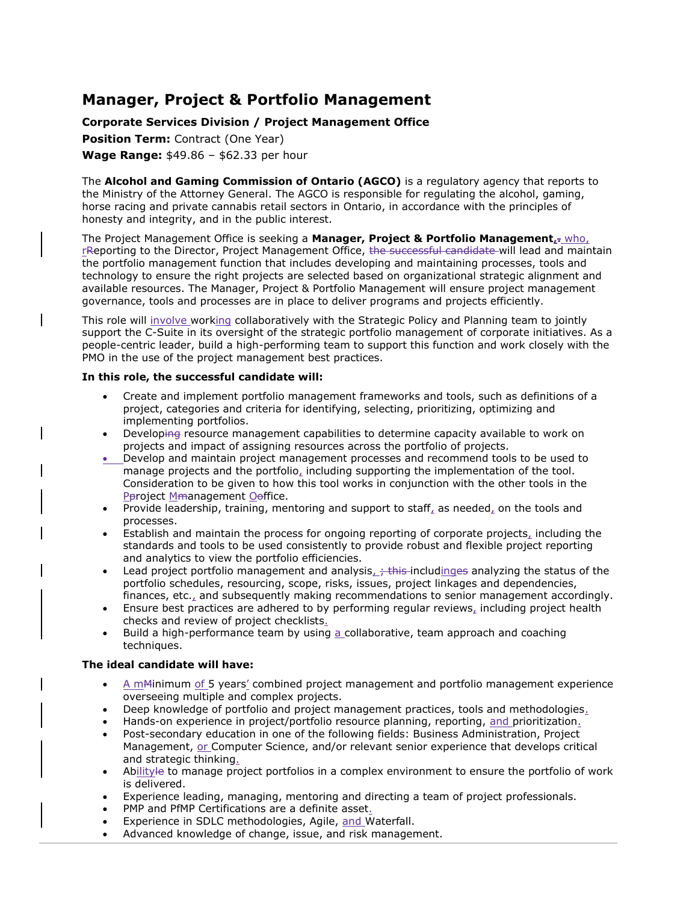# Manager, Project & Portfolio Management

**Corporate Services Division / Project Management Office**

**Position Term:** Contract (One Year)

**Wage Range:** $49.86 – $62.33 per hour

The **Alcohol and Gaming Commission of Ontario (AGCO)** is a regulatory agency that reports to the Ministry of the Attorney General. The AGCO is responsible for regulating the alcohol, gaming, horse racing and private cannabis retail sectors in Ontario, in accordance with the principles of honesty and integrity, and in the public interest.

The Project Management Office is seeking a **Manager, Project & Portfolio Management,** who, reporting to the Director, Project Management Office, will lead and maintain the portfolio management function that includes developing and maintaining processes, tools and technology to ensure the right projects are selected based on organizational strategic alignment and available resources. The Manager, Project & Portfolio Management will ensure project management governance, tools and processes are in place to deliver programs and projects efficiently.

This role will involve working collaboratively with the Strategic Policy and Planning team to jointly support the C-Suite in its oversight of the strategic portfolio management of corporate initiatives. As a people-centric leader, build a high-performing team to support this function and work closely with the PMO in the use of the project management best practices.

**In this role, the successful candidate will:**

- Create and implement portfolio management frameworks and tools, such as definitions of a project, categories and criteria for identifying, selecting, prioritizing, optimizing and implementing portfolios.
- Develop resource management capabilities to determine capacity available to work on projects and impact of assigning resources across the portfolio of projects.
- Develop and maintain project management processes and recommend tools to be used to manage projects and the portfolio, including supporting the implementation of the tool. Consideration to be given to how this tool works in conjunction with the other tools in the project management office.
- Provide leadership, training, mentoring and support to staff, as needed, on the tools and processes.
- Establish and maintain the process for ongoing reporting of corporate projects, including the standards and tools to be used consistently to provide robust and flexible project reporting and analytics to view the portfolio efficiencies.
- Lead project portfolio management and analysis, including analyzing the status of the portfolio schedules, resourcing, scope, risks, issues, project linkages and dependencies, finances, etc., and subsequently making recommendations to senior management accordingly.
- Ensure best practices are adhered to by performing regular reviews, including project health checks and review of project checklists.
- Build a high-performance team by using a collaborative, team approach and coaching techniques.

**The ideal candidate will have:**

- A minimum of 5 years' combined project management and portfolio management experience overseeing multiple and complex projects.
- Deep knowledge of portfolio and project management practices, tools and methodologies.
- Hands-on experience in project/portfolio resource planning, reporting, and prioritization.
- Post-secondary education in one of the following fields: Business Administration, Project Management, or Computer Science, and/or relevant senior experience that develops critical and strategic thinking.
- Ability to manage project portfolios in a complex environment to ensure the portfolio of work is delivered.
- Experience leading, managing, mentoring and directing a team of project professionals.
- PMP and PfMP Certifications are a definite asset.
- Experience in SDLC methodologies, Agile, and Waterfall.
- Advanced knowledge of change, issue, and risk management.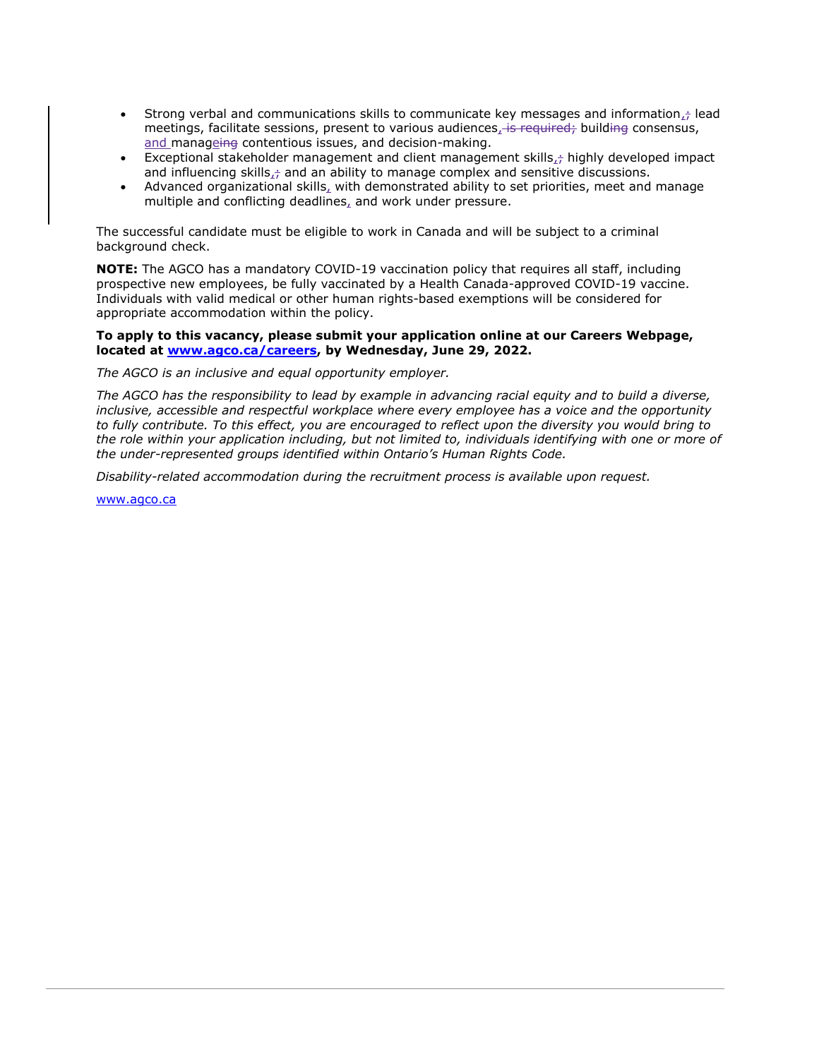- Strong verbal and communications skills to communicate key messages and information, lead meetings, facilitate sessions, present to various audiences, build consensus, and manage contentious issues, and decision-making.
- Exceptional stakeholder management and client management skills, highly developed impact and influencing skills, and an ability to manage complex and sensitive discussions.
- Advanced organizational skills, with demonstrated ability to set priorities, meet and manage multiple and conflicting deadlines, and work under pressure.

The successful candidate must be eligible to work in Canada and will be subject to a criminal background check.

**NOTE:** The AGCO has a mandatory COVID-19 vaccination policy that requires all staff, including prospective new employees, be fully vaccinated by a Health Canada-approved COVID-19 vaccine. Individuals with valid medical or other human rights-based exemptions will be considered for appropriate accommodation within the policy.

**To apply to this vacancy, please submit your application online at our Careers Webpage, located at [www.agco.ca/careers](http://www.agco.ca/careers), by Wednesday, June 29, 2022.**

*The AGCO is an inclusive and equal opportunity employer.*

*The AGCO has the responsibility to lead by example in advancing racial equity and to build a diverse, inclusive, accessible and respectful workplace where every employee has a voice and the opportunity to fully contribute. To this effect, you are encouraged to reflect upon the diversity you would bring to the role within your application including, but not limited to, individuals identifying with one or more of the under-represented groups identified within Ontario's Human Rights Code.*

*Disability-related accommodation during the recruitment process is available upon request.*

[www.agco.ca](http://www.agco.ca)